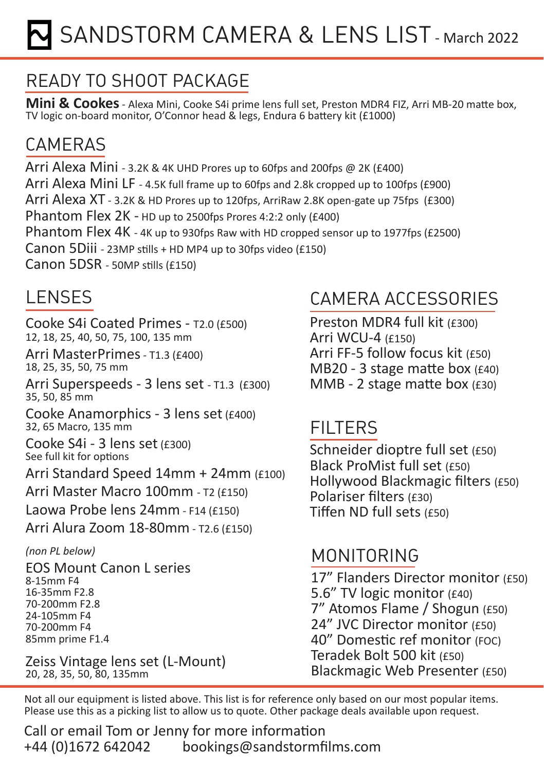# SANDSTORM CAMERA & LENS LIST - March 2022

## READY TO SHOOT PACKAGE

**Mini & Cookes** - Alexa Mini, Cooke S4i prime lens full set, Preston MDR4 FIZ, Arri MB-20 matte box, TV logic on-board monitor, O'Connor head & legs, Endura 6 battery kit (£1000)

## CAMERAS

Arri Alexa Mini - 3.2K & 4K UHD Prores up to 60fps and 200fps @ 2K (£400)
Arri Alexa Mini LF - 4.5K full frame up to 60fps and 2.8k cropped up to 100fps (£900)
Arri Alexa XT - 3.2K & HD Prores up to 120fps, ArriRaw 2.8K open-gate up 75fps (£300)
Phantom Flex 2K - HD up to 2500fps Prores 4:2:2 only (£400)
Phantom Flex 4K - 4K up to 930fps Raw with HD cropped sensor up to 1977fps (£2500)
Canon 5Diii - 23MP stills + HD MP4 up to 30fps video (£150)
Canon 5DSR - 50MP stills (£150)

## LENSES

Cooke S4i Coated Primes - T2.0 (£500)
12, 18, 25, 40, 50, 75, 100, 135 mm

Arri MasterPrimes - T1.3 (£400)
18, 25, 35, 50, 75 mm

Arri Superspeeds - 3 lens set - T1.3 (£300)
35, 50, 85 mm

Cooke Anamorphics - 3 lens set (£400)
32, 65 Macro, 135 mm

Cooke S4i - 3 lens set (£300)
See full kit for options

Arri Standard Speed 14mm + 24mm (£100)

Arri Master Macro 100mm - T2 (£150)

Laowa Probe lens 24mm - F14 (£150)

Arri Alura Zoom 18-80mm - T2.6 (£150)

*(non PL below)*

EOS Mount Canon L series
8-15mm F4
16-35mm F2.8
70-200mm F2.8
24-105mm F4
70-200mm F4
85mm prime F1.4

Zeiss Vintage lens set (L-Mount)
20, 28, 35, 50, 80, 135mm

## CAMERA ACCESSORIES

Preston MDR4 full kit (£300)
Arri WCU-4 (£150)
Arri FF-5 follow focus kit (£50)
MB20 - 3 stage matte box (£40)
MMB - 2 stage matte box (£30)

## FILTERS

Schneider dioptre full set (£50)
Black ProMist full set (£50)
Hollywood Blackmagic filters (£50)
Polariser filters (£30)
Tiffen ND full sets (£50)

## MONITORING

17" Flanders Director monitor (£50)
5.6" TV logic monitor (£40)
7" Atomos Flame / Shogun (£50)
24" JVC Director monitor (£50)
40" Domestic ref monitor (FOC)
Teradek Bolt 500 kit (£50)
Blackmagic Web Presenter (£50)

Not all our equipment is listed above. This list is for reference only based on our most popular items. Please use this as a picking list to allow us to quote. Other package deals available upon request.

Call or email Tom or Jenny for more information
+44 (0)1672 642042 bookings@sandstormfilms.com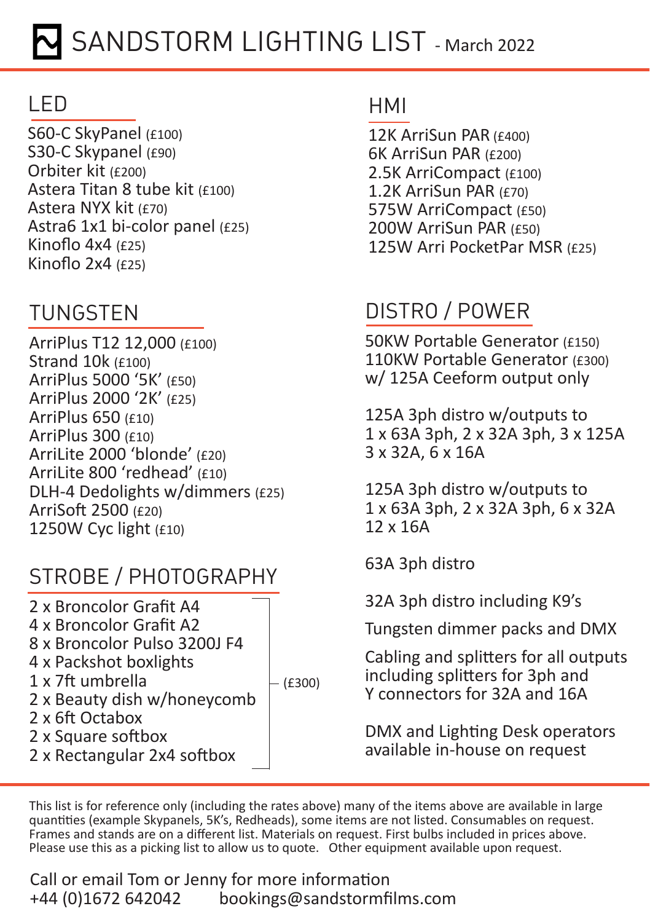# SANDSTORM LIGHTING LIST - March 2022

## LED

S60-C SkyPanel (£100)
S30-C Skypanel (£90)
Orbiter kit (£200)
Astera Titan 8 tube kit (£100)
Astera NYX kit (£70)
Astra6 1x1 bi-color panel (£25)
Kinoflo 4x4 (£25)
Kinoflo 2x4 (£25)

## TUNGSTEN

ArriPlus T12 12,000 (£100)
Strand 10k (£100)
ArriPlus 5000 '5K' (£50)
ArriPlus 2000 '2K' (£25)
ArriPlus 650 (£10)
ArriPlus 300 (£10)
ArriLite 2000 'blonde' (£20)
ArriLite 800 'redhead' (£10)
DLH-4 Dedolights w/dimmers (£25)
ArriSoft 2500 (£20)
1250W Cyc light (£10)

## STROBE / PHOTOGRAPHY

(£300)

- 2 x Broncolor Grafit A4
- 4 x Broncolor Grafit A2
- 8 x Broncolor Pulso 3200J F4
- 4 x Packshot boxlights
- 1 x 7ft umbrella
- 2 x Beauty dish w/honeycomb
- 2 x 6ft Octabox
- 2 x Square softbox
- 2 x Rectangular 2x4 softbox

## HMI

12K ArriSun PAR (£400)
6K ArriSun PAR (£200)
2.5K ArriCompact (£100)
1.2K ArriSun PAR (£70)
575W ArriCompact (£50)
200W ArriSun PAR (£50)
125W Arri PocketPar MSR (£25)

## DISTRO / POWER

50KW Portable Generator (£150)
110KW Portable Generator (£300)
w/ 125A Ceeform output only

125A 3ph distro w/outputs to
1 x 63A 3ph, 2 x 32A 3ph, 3 x 125A
3 x 32A, 6 x 16A

125A 3ph distro w/outputs to
1 x 63A 3ph, 2 x 32A 3ph, 6 x 32A
12 x 16A

63A 3ph distro

32A 3ph distro including K9's

Tungsten dimmer packs and DMX

Cabling and splitters for all outputs including splitters for 3ph and Y connectors for 32A and 16A

DMX and Lighting Desk operators available in-house on request

---

This list is for reference only (including the rates above) many of the items above are available in large quantities (example Skypanels, 5K's, Redheads), some items are not listed. Consumables on request. Frames and stands are on a different list. Materials on request. First bulbs included in prices above. Please use this as a picking list to allow us to quote. Other equipment available upon request.

Call or email Tom or Jenny for more information
+44 (0)1672 642042 bookings@sandstormfilms.com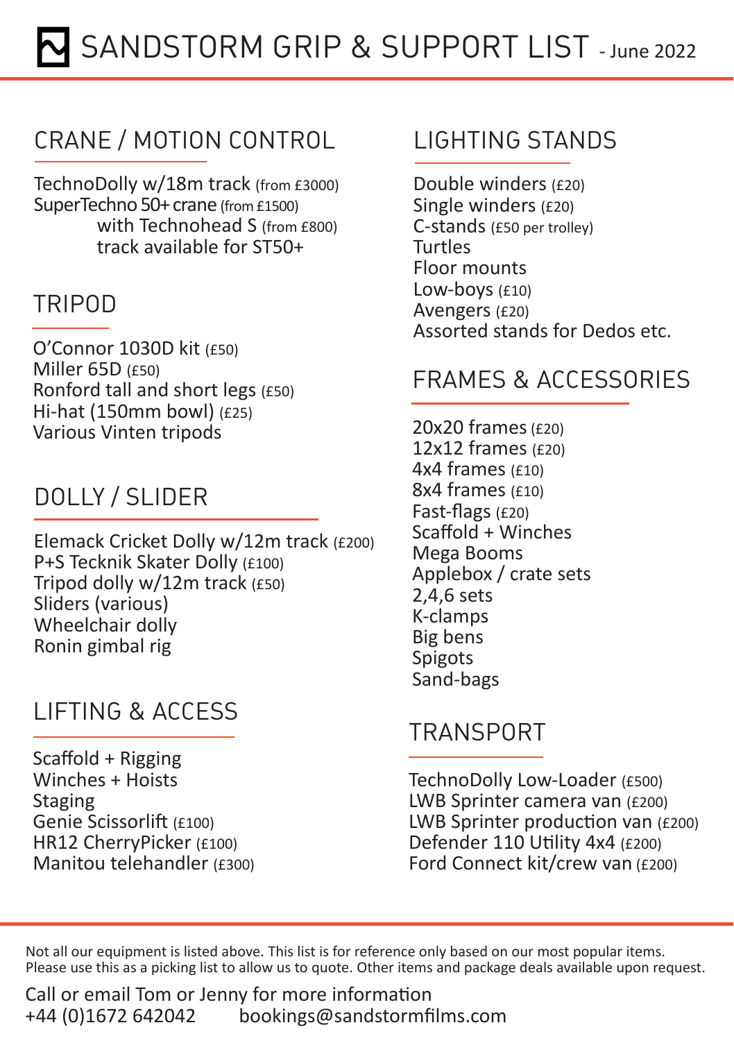# SANDSTORM GRIP & SUPPORT LIST - June 2022

## CRANE / MOTION CONTROL

TechnoDolly w/18m track (from £3000)
SuperTechno 50+ crane (from £1500)
with Technohead S (from £800)
track available for ST50+

## TRIPOD

O'Connor 1030D kit (£50)
Miller 65D (£50)
Ronford tall and short legs (£50)
Hi-hat (150mm bowl) (£25)
Various Vinten tripods

## DOLLY / SLIDER

Elemack Cricket Dolly w/12m track (£200)
P+S Tecknik Skater Dolly (£100)
Tripod dolly w/12m track (£50)
Sliders (various)
Wheelchair dolly
Ronin gimbal rig

## LIFTING & ACCESS

Scaffold + Rigging
Winches + Hoists
Staging
Genie Scissorlift (£100)
HR12 CherryPicker (£100)
Manitou telehandler (£300)

## LIGHTING STANDS

Double winders (£20)
Single winders (£20)
C-stands (£50 per trolley)
Turtles
Floor mounts
Low-boys (£10)
Avengers (£20)
Assorted stands for Dedos etc.

## FRAMES & ACCESSORIES

20x20 frames (£20)
12x12 frames (£20)
4x4 frames (£10)
8x4 frames (£10)
Fast-flags (£20)
Scaffold + Winches
Mega Booms
Applebox / crate sets
2,4,6 sets
K-clamps
Big bens
Spigots
Sand-bags

## TRANSPORT

TechnoDolly Low-Loader (£500)
LWB Sprinter camera van (£200)
LWB Sprinter production van (£200)
Defender 110 Utility 4x4 (£200)
Ford Connect kit/crew van (£200)

Not all our equipment is listed above. This list is for reference only based on our most popular items.
Please use this as a picking list to allow us to quote. Other items and package deals available upon request.

Call or email Tom or Jenny for more information
+44 (0)1672 642042 bookings@sandstormfilms.com